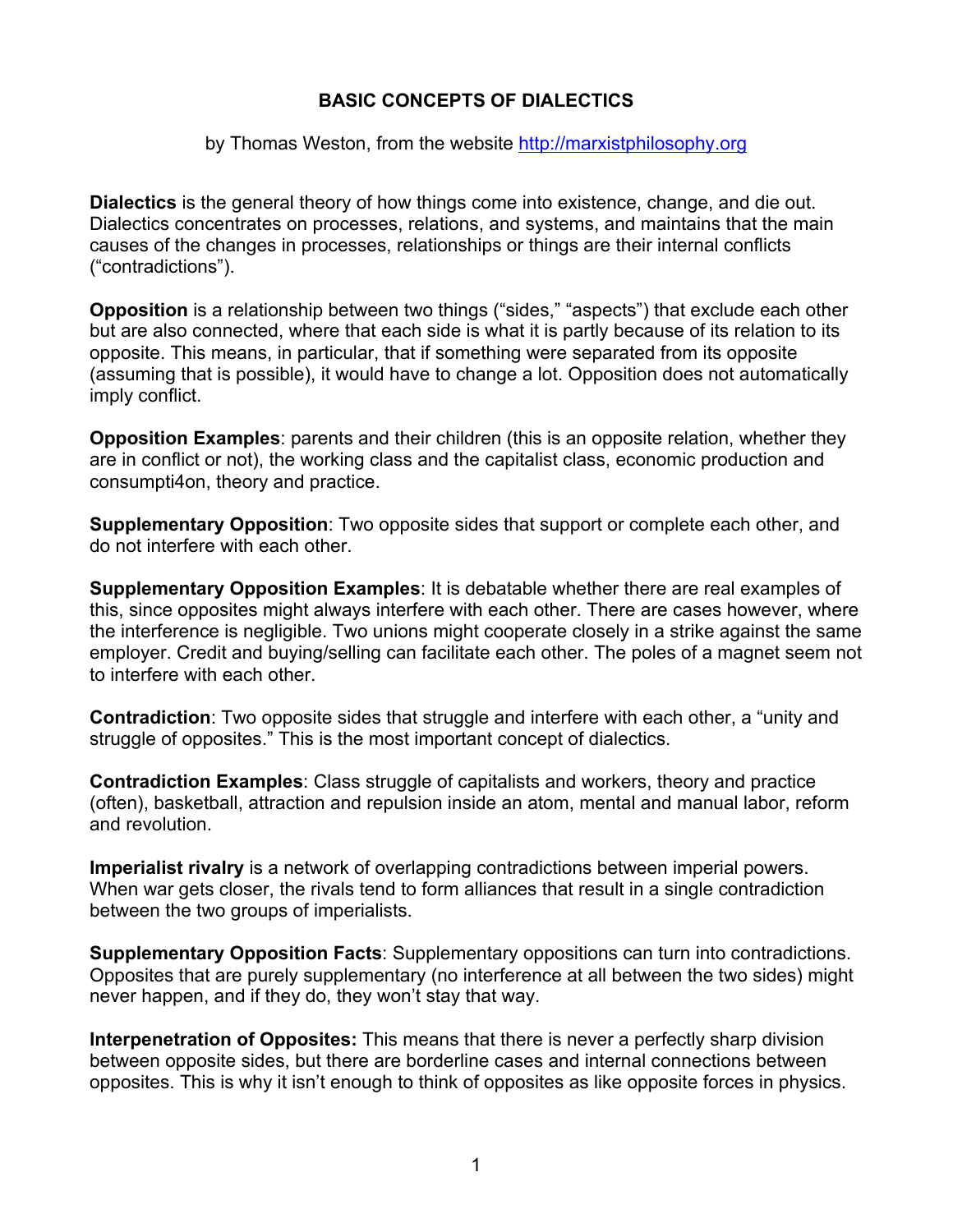# BASIC CONCEPTS OF DIALECTICS

by Thomas Weston, from the website http://marxistphilosophy.org

**Dialectics** is the general theory of how things come into existence, change, and die out. Dialectics concentrates on processes, relations, and systems, and maintains that the main causes of the changes in processes, relationships or things are their internal conflicts ("contradictions").

**Opposition** is a relationship between two things ("sides," "aspects") that exclude each other but are also connected, where that each side is what it is partly because of its relation to its opposite. This means, in particular, that if something were separated from its opposite (assuming that is possible), it would have to change a lot. Opposition does not automatically imply conflict.

**Opposition Examples**: parents and their children (this is an opposite relation, whether they are in conflict or not), the working class and the capitalist class, economic production and consumpti4on, theory and practice.

**Supplementary Opposition**: Two opposite sides that support or complete each other, and do not interfere with each other.

**Supplementary Opposition Examples**: It is debatable whether there are real examples of this, since opposites might always interfere with each other. There are cases however, where the interference is negligible. Two unions might cooperate closely in a strike against the same employer. Credit and buying/selling can facilitate each other. The poles of a magnet seem not to interfere with each other.

**Contradiction**: Two opposite sides that struggle and interfere with each other, a "unity and struggle of opposites." This is the most important concept of dialectics.

**Contradiction Examples**: Class struggle of capitalists and workers, theory and practice (often), basketball, attraction and repulsion inside an atom, mental and manual labor, reform and revolution.

**Imperialist rivalry** is a network of overlapping contradictions between imperial powers. When war gets closer, the rivals tend to form alliances that result in a single contradiction between the two groups of imperialists.

**Supplementary Opposition Facts**: Supplementary oppositions can turn into contradictions. Opposites that are purely supplementary (no interference at all between the two sides) might never happen, and if they do, they won't stay that way.

**Interpenetration of Opposites:** This means that there is never a perfectly sharp division between opposite sides, but there are borderline cases and internal connections between opposites. This is why it isn't enough to think of opposites as like opposite forces in physics.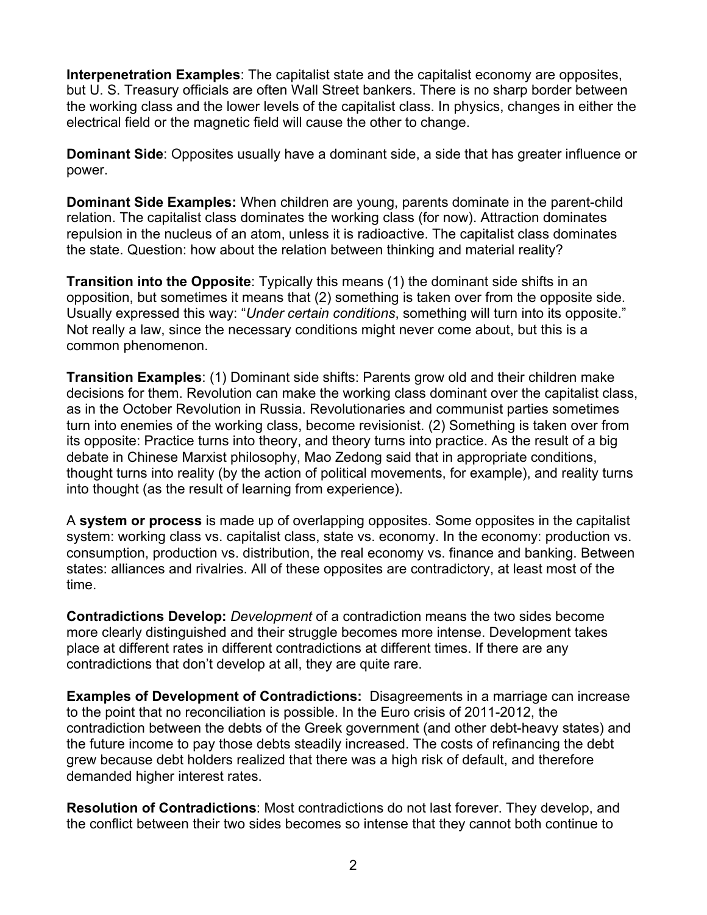**Interpenetration Examples**: The capitalist state and the capitalist economy are opposites, but U. S. Treasury officials are often Wall Street bankers. There is no sharp border between the working class and the lower levels of the capitalist class. In physics, changes in either the electrical field or the magnetic field will cause the other to change.

**Dominant Side**: Opposites usually have a dominant side, a side that has greater influence or power.

**Dominant Side Examples:** When children are young, parents dominate in the parent-child relation. The capitalist class dominates the working class (for now). Attraction dominates repulsion in the nucleus of an atom, unless it is radioactive. The capitalist class dominates the state. Question: how about the relation between thinking and material reality?

**Transition into the Opposite**: Typically this means (1) the dominant side shifts in an opposition, but sometimes it means that (2) something is taken over from the opposite side. Usually expressed this way: "*Under certain conditions*, something will turn into its opposite." Not really a law, since the necessary conditions might never come about, but this is a common phenomenon.

**Transition Examples**: (1) Dominant side shifts: Parents grow old and their children make decisions for them. Revolution can make the working class dominant over the capitalist class, as in the October Revolution in Russia. Revolutionaries and communist parties sometimes turn into enemies of the working class, become revisionist. (2) Something is taken over from its opposite: Practice turns into theory, and theory turns into practice. As the result of a big debate in Chinese Marxist philosophy, Mao Zedong said that in appropriate conditions, thought turns into reality (by the action of political movements, for example), and reality turns into thought (as the result of learning from experience).

A **system or process** is made up of overlapping opposites. Some opposites in the capitalist system: working class vs. capitalist class, state vs. economy. In the economy: production vs. consumption, production vs. distribution, the real economy vs. finance and banking. Between states: alliances and rivalries. All of these opposites are contradictory, at least most of the time.

**Contradictions Develop:** *Development* of a contradiction means the two sides become more clearly distinguished and their struggle becomes more intense. Development takes place at different rates in different contradictions at different times. If there are any contradictions that don't develop at all, they are quite rare.

**Examples of Development of Contradictions:** Disagreements in a marriage can increase to the point that no reconciliation is possible. In the Euro crisis of 2011-2012, the contradiction between the debts of the Greek government (and other debt-heavy states) and the future income to pay those debts steadily increased. The costs of refinancing the debt grew because debt holders realized that there was a high risk of default, and therefore demanded higher interest rates.

**Resolution of Contradictions**: Most contradictions do not last forever. They develop, and the conflict between their two sides becomes so intense that they cannot both continue to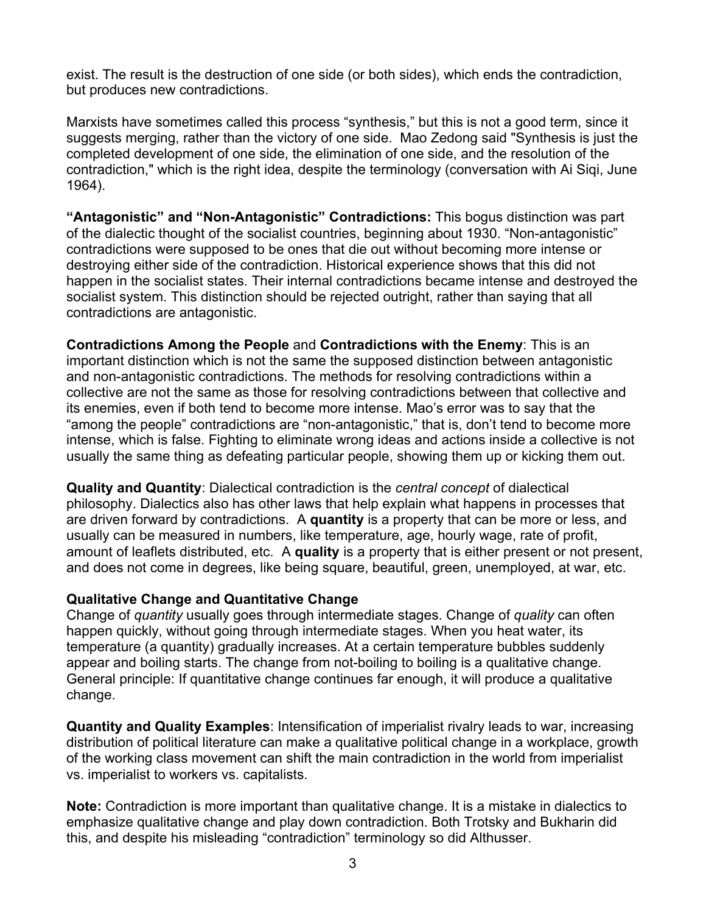exist. The result is the destruction of one side (or both sides), which ends the contradiction, but produces new contradictions.

Marxists have sometimes called this process “synthesis,” but this is not a good term, since it suggests merging, rather than the victory of one side. Mao Zedong said "Synthesis is just the completed development of one side, the elimination of one side, and the resolution of the contradiction," which is the right idea, despite the terminology (conversation with Ai Siqi, June 1964).

**“Antagonistic” and “Non-Antagonistic” Contradictions:** This bogus distinction was part of the dialectic thought of the socialist countries, beginning about 1930. “Non-antagonistic” contradictions were supposed to be ones that die out without becoming more intense or destroying either side of the contradiction. Historical experience shows that this did not happen in the socialist states. Their internal contradictions became intense and destroyed the socialist system. This distinction should be rejected outright, rather than saying that all contradictions are antagonistic.

**Contradictions Among the People** and **Contradictions with the Enemy**: This is an important distinction which is not the same the supposed distinction between antagonistic and non-antagonistic contradictions. The methods for resolving contradictions within a collective are not the same as those for resolving contradictions between that collective and its enemies, even if both tend to become more intense. Mao’s error was to say that the “among the people” contradictions are “non-antagonistic,” that is, don’t tend to become more intense, which is false. Fighting to eliminate wrong ideas and actions inside a collective is not usually the same thing as defeating particular people, showing them up or kicking them out.

**Quality and Quantity**: Dialectical contradiction is the *central concept* of dialectical philosophy. Dialectics also has other laws that help explain what happens in processes that are driven forward by contradictions. A **quantity** is a property that can be more or less, and usually can be measured in numbers, like temperature, age, hourly wage, rate of profit, amount of leaflets distributed, etc. A **quality** is a property that is either present or not present, and does not come in degrees, like being square, beautiful, green, unemployed, at war, etc.

**Qualitative Change and Quantitative Change**

Change of *quantity* usually goes through intermediate stages. Change of *quality* can often happen quickly, without going through intermediate stages. When you heat water, its temperature (a quantity) gradually increases. At a certain temperature bubbles suddenly appear and boiling starts. The change from not-boiling to boiling is a qualitative change. General principle: If quantitative change continues far enough, it will produce a qualitative change.

**Quantity and Quality Examples**: Intensification of imperialist rivalry leads to war, increasing distribution of political literature can make a qualitative political change in a workplace, growth of the working class movement can shift the main contradiction in the world from imperialist vs. imperialist to workers vs. capitalists.

**Note:** Contradiction is more important than qualitative change. It is a mistake in dialectics to emphasize qualitative change and play down contradiction. Both Trotsky and Bukharin did this, and despite his misleading “contradiction” terminology so did Althusser.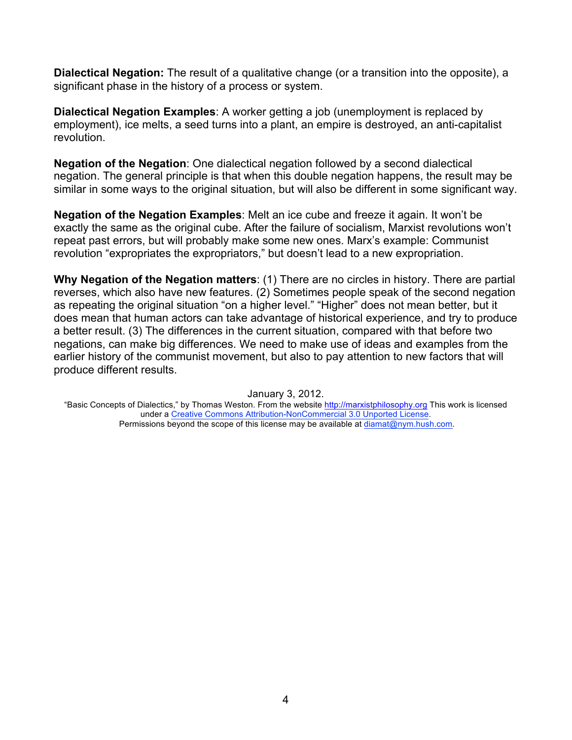**Dialectical Negation:** The result of a qualitative change (or a transition into the opposite), a significant phase in the history of a process or system.

**Dialectical Negation Examples**: A worker getting a job (unemployment is replaced by employment), ice melts, a seed turns into a plant, an empire is destroyed, an anti-capitalist revolution.

**Negation of the Negation**: One dialectical negation followed by a second dialectical negation. The general principle is that when this double negation happens, the result may be similar in some ways to the original situation, but will also be different in some significant way.

**Negation of the Negation Examples**: Melt an ice cube and freeze it again. It won't be exactly the same as the original cube. After the failure of socialism, Marxist revolutions won't repeat past errors, but will probably make some new ones. Marx's example: Communist revolution "expropriates the expropriators," but doesn't lead to a new expropriation.

**Why Negation of the Negation matters**: (1) There are no circles in history. There are partial reverses, which also have new features. (2) Sometimes people speak of the second negation as repeating the original situation "on a higher level." "Higher" does not mean better, but it does mean that human actors can take advantage of historical experience, and try to produce a better result. (3) The differences in the current situation, compared with that before two negations, can make big differences. We need to make use of ideas and examples from the earlier history of the communist movement, but also to pay attention to new factors that will produce different results.

January 3, 2012.

"Basic Concepts of Dialectics," by Thomas Weston. From the website http://marxistphilosophy.org This work is licensed under a Creative Commons Attribution-NonCommercial 3.0 Unported License.
Permissions beyond the scope of this license may be available at diamat@nym.hush.com.